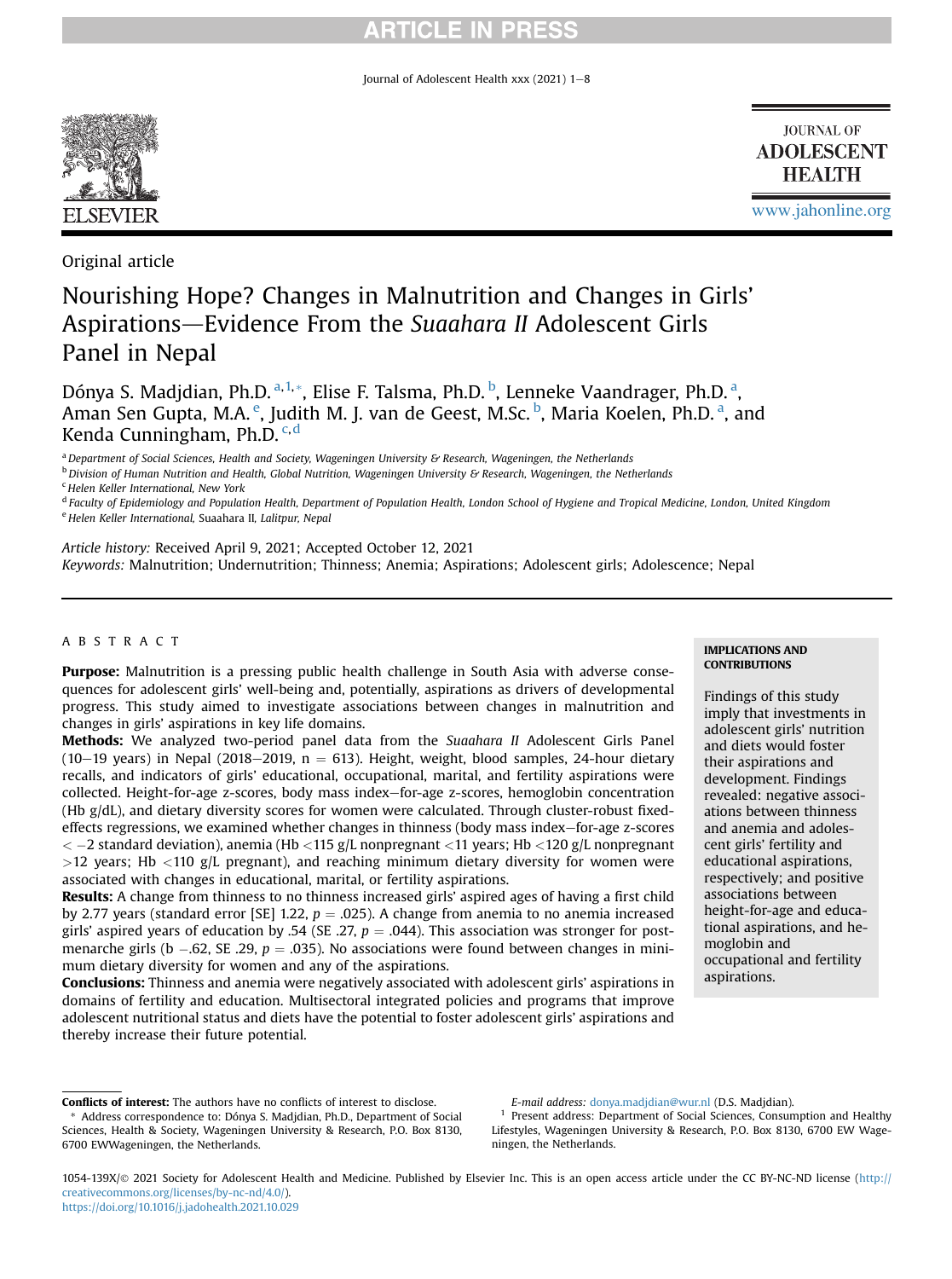Original article

# Nourishing Hope? Changes in Malnutrition and Changes in Girls' Aspirations—Evidence From the *Suaahara II* Adolescent Girls Panel in Nepal

Dónya S. Madjdian, Ph.D.[a,1,*], Elise F. Talsma, Ph.D.[b], Lenneke Vaandrager, Ph.D.[a], Aman Sen Gupta, M.A.[e], Judith M. J. van de Geest, M.Sc.[b], Maria Koelen, Ph.D.[a], and Kenda Cunningham, Ph.D.[c,d]

[a] Department of Social Sciences, Health and Society, Wageningen University & Research, Wageningen, the Netherlands
[b] Division of Human Nutrition and Health, Global Nutrition, Wageningen University & Research, Wageningen, the Netherlands
[c] Helen Keller International, New York
[d] Faculty of Epidemiology and Population Health, Department of Population Health, London School of Hygiene and Tropical Medicine, London, United Kingdom
[e] Helen Keller International, Suaahara II, Lalitpur, Nepal

*Article history:* Received April 9, 2021; Accepted October 12, 2021
*Keywords:* Malnutrition; Undernutrition; Thinness; Anemia; Aspirations; Adolescent girls; Adolescence; Nepal

## ABSTRACT

**Purpose:** Malnutrition is a pressing public health challenge in South Asia with adverse consequences for adolescent girls' well-being and, potentially, aspirations as drivers of developmental progress. This study aimed to investigate associations between changes in malnutrition and changes in girls' aspirations in key life domains.

**Methods:** We analyzed two-period panel data from the *Suaahara II* Adolescent Girls Panel (10–19 years) in Nepal (2018–2019, n = 613). Height, weight, blood samples, 24-hour dietary recalls, and indicators of girls' educational, occupational, marital, and fertility aspirations were collected. Height-for-age z-scores, body mass index–for-age z-scores, hemoglobin concentration (Hb g/dL), and dietary diversity scores for women were calculated. Through cluster-robust fixed-effects regressions, we examined whether changes in thinness (body mass index–for-age z-scores $< -2$ standard deviation), anemia (Hb $<$115 g/L nonpregnant $<$11 years; Hb $<$120 g/L nonpregnant $>$12 years; Hb $<$110 g/L pregnant), and reaching minimum dietary diversity for women were associated with changes in educational, marital, or fertility aspirations.

**Results:** A change from thinness to no thinness increased girls' aspired ages of having a first child by 2.77 years (standard error [SE] 1.22, $p = .025$). A change from anemia to no anemia increased girls' aspired years of education by .54 (SE .27, $p = .044$). This association was stronger for post-menarche girls (b $-.62$, SE .29, $p = .035$). No associations were found between changes in minimum dietary diversity for women and any of the aspirations.

**Conclusions:** Thinness and anemia were negatively associated with adolescent girls' aspirations in domains of fertility and education. Multisectoral integrated policies and programs that improve adolescent nutritional status and diets have the potential to foster adolescent girls' aspirations and thereby increase their future potential.

**IMPLICATIONS AND CONTRIBUTIONS**

Findings of this study imply that investments in adolescent girls' nutrition and diets would foster their aspirations and development. Findings revealed: negative associations between thinness and anemia and adolescent girls' fertility and educational aspirations, respectively; and positive associations between height-for-age and educational aspirations, and hemoglobin and occupational and fertility aspirations.

**Conflicts of interest:** The authors have no conflicts of interest to disclose.

\* Address correspondence to: Dónya S. Madjdian, Ph.D., Department of Social Sciences, Health & Society, Wageningen University & Research, P.O. Box 8130, 6700 EWWageningen, the Netherlands.

*E-mail address:* donya.madjdian@wur.nl (D.S. Madjdian).

[1] Present address: Department of Social Sciences, Consumption and Healthy Lifestyles, Wageningen University & Research, P.O. Box 8130, 6700 EW Wageningen, the Netherlands.

1054-139X/© 2021 Society for Adolescent Health and Medicine. Published by Elsevier Inc. This is an open access article under the CC BY-NC-ND license (http://creativecommons.org/licenses/by-nc-nd/4.0/).
https://doi.org/10.1016/j.jadohealth.2021.10.029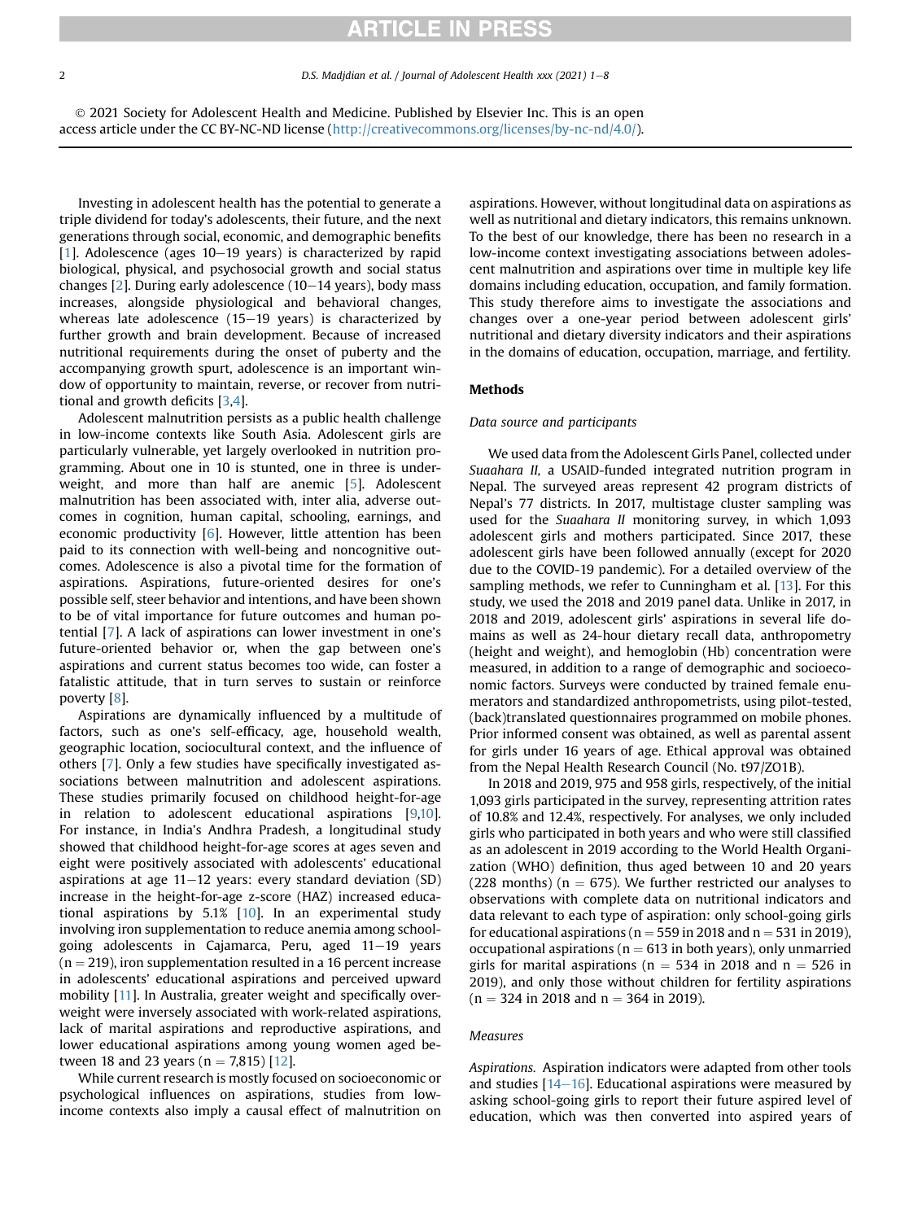© 2021 Society for Adolescent Health and Medicine. Published by Elsevier Inc. This is an open access article under the CC BY-NC-ND license (http://creativecommons.org/licenses/by-nc-nd/4.0/).

Investing in adolescent health has the potential to generate a triple dividend for today's adolescents, their future, and the next generations through social, economic, and demographic benefits [1]. Adolescence (ages 10–19 years) is characterized by rapid biological, physical, and psychosocial growth and social status changes [2]. During early adolescence (10–14 years), body mass increases, alongside physiological and behavioral changes, whereas late adolescence (15–19 years) is characterized by further growth and brain development. Because of increased nutritional requirements during the onset of puberty and the accompanying growth spurt, adolescence is an important window of opportunity to maintain, reverse, or recover from nutritional and growth deficits [3,4].

Adolescent malnutrition persists as a public health challenge in low-income contexts like South Asia. Adolescent girls are particularly vulnerable, yet largely overlooked in nutrition programming. About one in 10 is stunted, one in three is underweight, and more than half are anemic [5]. Adolescent malnutrition has been associated with, inter alia, adverse outcomes in cognition, human capital, schooling, earnings, and economic productivity [6]. However, little attention has been paid to its connection with well-being and noncognitive outcomes. Adolescence is also a pivotal time for the formation of aspirations. Aspirations, future-oriented desires for one's possible self, steer behavior and intentions, and have been shown to be of vital importance for future outcomes and human potential [7]. A lack of aspirations can lower investment in one's future-oriented behavior or, when the gap between one's aspirations and current status becomes too wide, can foster a fatalistic attitude, that in turn serves to sustain or reinforce poverty [8].

Aspirations are dynamically influenced by a multitude of factors, such as one's self-efficacy, age, household wealth, geographic location, sociocultural context, and the influence of others [7]. Only a few studies have specifically investigated associations between malnutrition and adolescent aspirations. These studies primarily focused on childhood height-for-age in relation to adolescent educational aspirations [9,10]. For instance, in India's Andhra Pradesh, a longitudinal study showed that childhood height-for-age scores at ages seven and eight were positively associated with adolescents' educational aspirations at age 11–12 years: every standard deviation (SD) increase in the height-for-age z-score (HAZ) increased educational aspirations by 5.1% [10]. In an experimental study involving iron supplementation to reduce anemia among school-going adolescents in Cajamarca, Peru, aged 11–19 years (n = 219), iron supplementation resulted in a 16 percent increase in adolescents' educational aspirations and perceived upward mobility [11]. In Australia, greater weight and specifically overweight were inversely associated with work-related aspirations, lack of marital aspirations and reproductive aspirations, and lower educational aspirations among young women aged between 18 and 23 years (n = 7,815) [12].

While current research is mostly focused on socioeconomic or psychological influences on aspirations, studies from low-income contexts also imply a causal effect of malnutrition on aspirations. However, without longitudinal data on aspirations as well as nutritional and dietary indicators, this remains unknown. To the best of our knowledge, there has been no research in a low-income context investigating associations between adolescent malnutrition and aspirations over time in multiple key life domains including education, occupation, and family formation. This study therefore aims to investigate the associations and changes over a one-year period between adolescent girls' nutritional and dietary diversity indicators and their aspirations in the domains of education, occupation, marriage, and fertility.

## Methods

### Data source and participants

We used data from the Adolescent Girls Panel, collected under *Suaahara II,* a USAID-funded integrated nutrition program in Nepal. The surveyed areas represent 42 program districts of Nepal's 77 districts. In 2017, multistage cluster sampling was used for the *Suaahara II* monitoring survey, in which 1,093 adolescent girls and mothers participated. Since 2017, these adolescent girls have been followed annually (except for 2020 due to the COVID-19 pandemic). For a detailed overview of the sampling methods, we refer to Cunningham et al. [13]. For this study, we used the 2018 and 2019 panel data. Unlike in 2017, in 2018 and 2019, adolescent girls' aspirations in several life domains as well as 24-hour dietary recall data, anthropometry (height and weight), and hemoglobin (Hb) concentration were measured, in addition to a range of demographic and socioeconomic factors. Surveys were conducted by trained female enumerators and standardized anthropometrists, using pilot-tested, (back)translated questionnaires programmed on mobile phones. Prior informed consent was obtained, as well as parental assent for girls under 16 years of age. Ethical approval was obtained from the Nepal Health Research Council (No. t97/ZO1B).

In 2018 and 2019, 975 and 958 girls, respectively, of the initial 1,093 girls participated in the survey, representing attrition rates of 10.8% and 12.4%, respectively. For analyses, we only included girls who participated in both years and who were still classified as an adolescent in 2019 according to the World Health Organization (WHO) definition, thus aged between 10 and 20 years (228 months) (n = 675). We further restricted our analyses to observations with complete data on nutritional indicators and data relevant to each type of aspiration: only school-going girls for educational aspirations (n = 559 in 2018 and n = 531 in 2019), occupational aspirations (n = 613 in both years), only unmarried girls for marital aspirations (n = 534 in 2018 and n = 526 in 2019), and only those without children for fertility aspirations (n = 324 in 2018 and n = 364 in 2019).

### Measures

*Aspirations.* Aspiration indicators were adapted from other tools and studies [14–16]. Educational aspirations were measured by asking school-going girls to report their future aspired level of education, which was then converted into aspired years of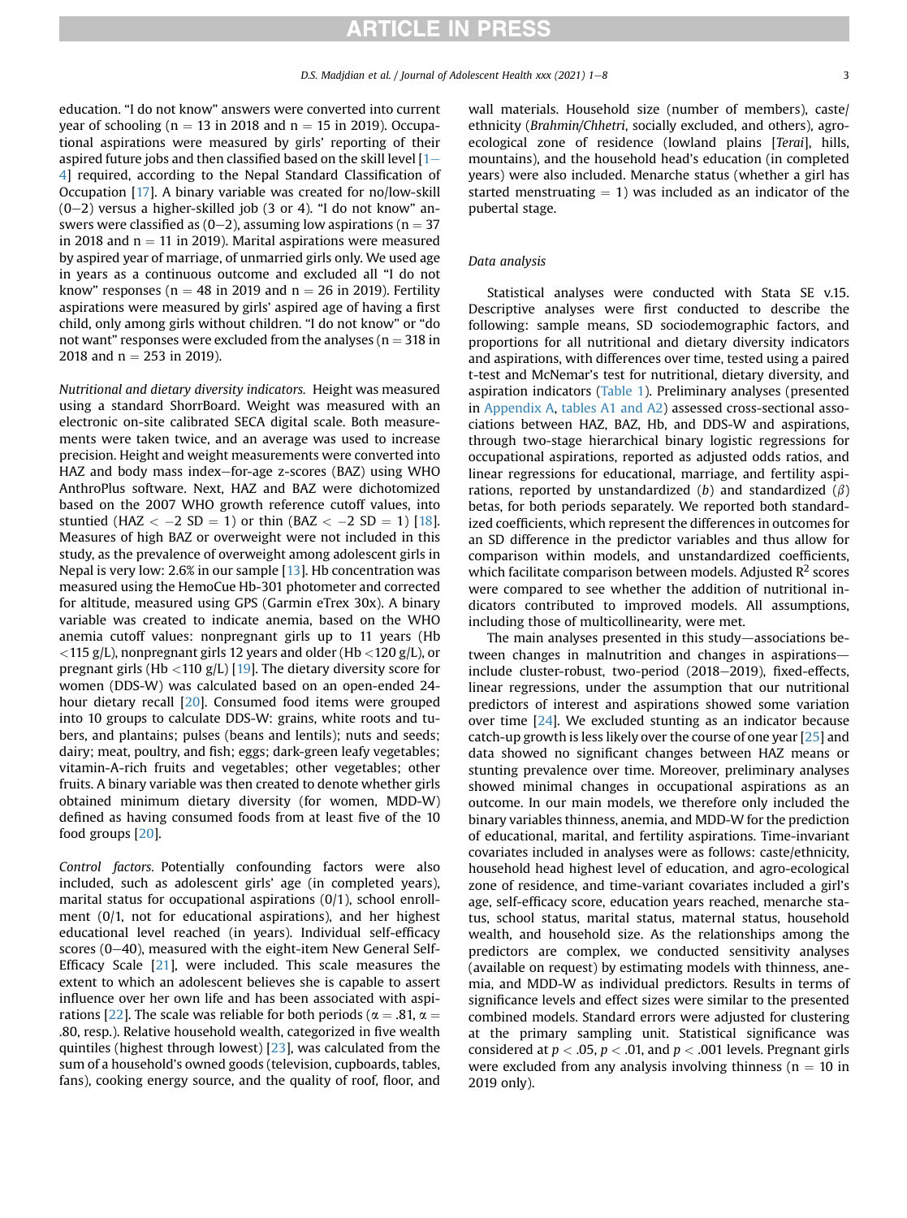education. "I do not know" answers were converted into current year of schooling (n = 13 in 2018 and n = 15 in 2019). Occupational aspirations were measured by girls' reporting of their aspired future jobs and then classified based on the skill level [1–4] required, according to the Nepal Standard Classification of Occupation [17]. A binary variable was created for no/low-skill (0–2) versus a higher-skilled job (3 or 4). "I do not know" answers were classified as (0–2), assuming low aspirations (n = 37 in 2018 and n = 11 in 2019). Marital aspirations were measured by aspired year of marriage, of unmarried girls only. We used age in years as a continuous outcome and excluded all "I do not know" responses (n = 48 in 2019 and n = 26 in 2019). Fertility aspirations were measured by girls' aspired age of having a first child, only among girls without children. "I do not know" or "do not want" responses were excluded from the analyses (n = 318 in 2018 and n = 253 in 2019).

*Nutritional and dietary diversity indicators.* Height was measured using a standard ShorrBoard. Weight was measured with an electronic on-site calibrated SECA digital scale. Both measurements were taken twice, and an average was used to increase precision. Height and weight measurements were converted into HAZ and body mass index–for-age z-scores (BAZ) using WHO AnthroPlus software. Next, HAZ and BAZ were dichotomized based on the 2007 WHO growth reference cutoff values, into stuntied (HAZ $< -2$ SD = 1) or thin (BAZ $< -2$ SD = 1) [18]. Measures of high BAZ or overweight were not included in this study, as the prevalence of overweight among adolescent girls in Nepal is very low: 2.6% in our sample [13]. Hb concentration was measured using the HemoCue Hb-301 photometer and corrected for altitude, measured using GPS (Garmin eTrex 30x). A binary variable was created to indicate anemia, based on the WHO anemia cutoff values: nonpregnant girls up to 11 years (Hb <115 g/L), nonpregnant girls 12 years and older (Hb <120 g/L), or pregnant girls (Hb <110 g/L) [19]. The dietary diversity score for women (DDS-W) was calculated based on an open-ended 24-hour dietary recall [20]. Consumed food items were grouped into 10 groups to calculate DDS-W: grains, white roots and tubers, and plantains; pulses (beans and lentils); nuts and seeds; dairy; meat, poultry, and fish; eggs; dark-green leafy vegetables; vitamin-A-rich fruits and vegetables; other vegetables; other fruits. A binary variable was then created to denote whether girls obtained minimum dietary diversity (for women, MDD-W) defined as having consumed foods from at least five of the 10 food groups [20].

*Control factors.* Potentially confounding factors were also included, such as adolescent girls' age (in completed years), marital status for occupational aspirations (0/1), school enrollment (0/1, not for educational aspirations), and her highest educational level reached (in years). Individual self-efficacy scores (0–40), measured with the eight-item New General Self-Efficacy Scale [21], were included. This scale measures the extent to which an adolescent believes she is capable to assert influence over her own life and has been associated with aspirations [22]. The scale was reliable for both periods ($\alpha = .81$, $\alpha = .80$, resp.). Relative household wealth, categorized in five wealth quintiles (highest through lowest) [23], was calculated from the sum of a household's owned goods (television, cupboards, tables, fans), cooking energy source, and the quality of roof, floor, and wall materials. Household size (number of members), caste/ethnicity (*Brahmin/Chhetri*, socially excluded, and others), agro-ecological zone of residence (lowland plains [*Terai*], hills, mountains), and the household head's education (in completed years) were also included. Menarche status (whether a girl has started menstruating = 1) was included as an indicator of the pubertal stage.

### Data analysis

Statistical analyses were conducted with Stata SE v.15. Descriptive analyses were first conducted to describe the following: sample means, SD sociodemographic factors, and proportions for all nutritional and dietary diversity indicators and aspirations, with differences over time, tested using a paired t-test and McNemar's test for nutritional, dietary diversity, and aspiration indicators (Table 1). Preliminary analyses (presented in Appendix A, tables A1 and A2) assessed cross-sectional associations between HAZ, BAZ, Hb, and DDS-W and aspirations, through two-stage hierarchical binary logistic regressions for occupational aspirations, reported as adjusted odds ratios, and linear regressions for educational, marriage, and fertility aspirations, reported by unstandardized (*b*) and standardized ($\beta$) betas, for both periods separately. We reported both standardized coefficients, which represent the differences in outcomes for an SD difference in the predictor variables and thus allow for comparison within models, and unstandardized coefficients, which facilitate comparison between models. Adjusted $R^2$ scores were compared to see whether the addition of nutritional indicators contributed to improved models. All assumptions, including those of multicollinearity, were met.

The main analyses presented in this study—associations between changes in malnutrition and changes in aspirations—include cluster-robust, two-period (2018–2019), fixed-effects, linear regressions, under the assumption that our nutritional predictors of interest and aspirations showed some variation over time [24]. We excluded stunting as an indicator because catch-up growth is less likely over the course of one year [25] and data showed no significant changes between HAZ means or stunting prevalence over time. Moreover, preliminary analyses showed minimal changes in occupational aspirations as an outcome. In our main models, we therefore only included the binary variables thinness, anemia, and MDD-W for the prediction of educational, marital, and fertility aspirations. Time-invariant covariates included in analyses were as follows: caste/ethnicity, household head highest level of education, and agro-ecological zone of residence, and time-variant covariates included a girl's age, self-efficacy score, education years reached, menarche status, school status, marital status, maternal status, household wealth, and household size. As the relationships among the predictors are complex, we conducted sensitivity analyses (available on request) by estimating models with thinness, anemia, and MDD-W as individual predictors. Results in terms of significance levels and effect sizes were similar to the presented combined models. Standard errors were adjusted for clustering at the primary sampling unit. Statistical significance was considered at $p < .05$, $p < .01$, and $p < .001$ levels. Pregnant girls were excluded from any analysis involving thinness (n = 10 in 2019 only).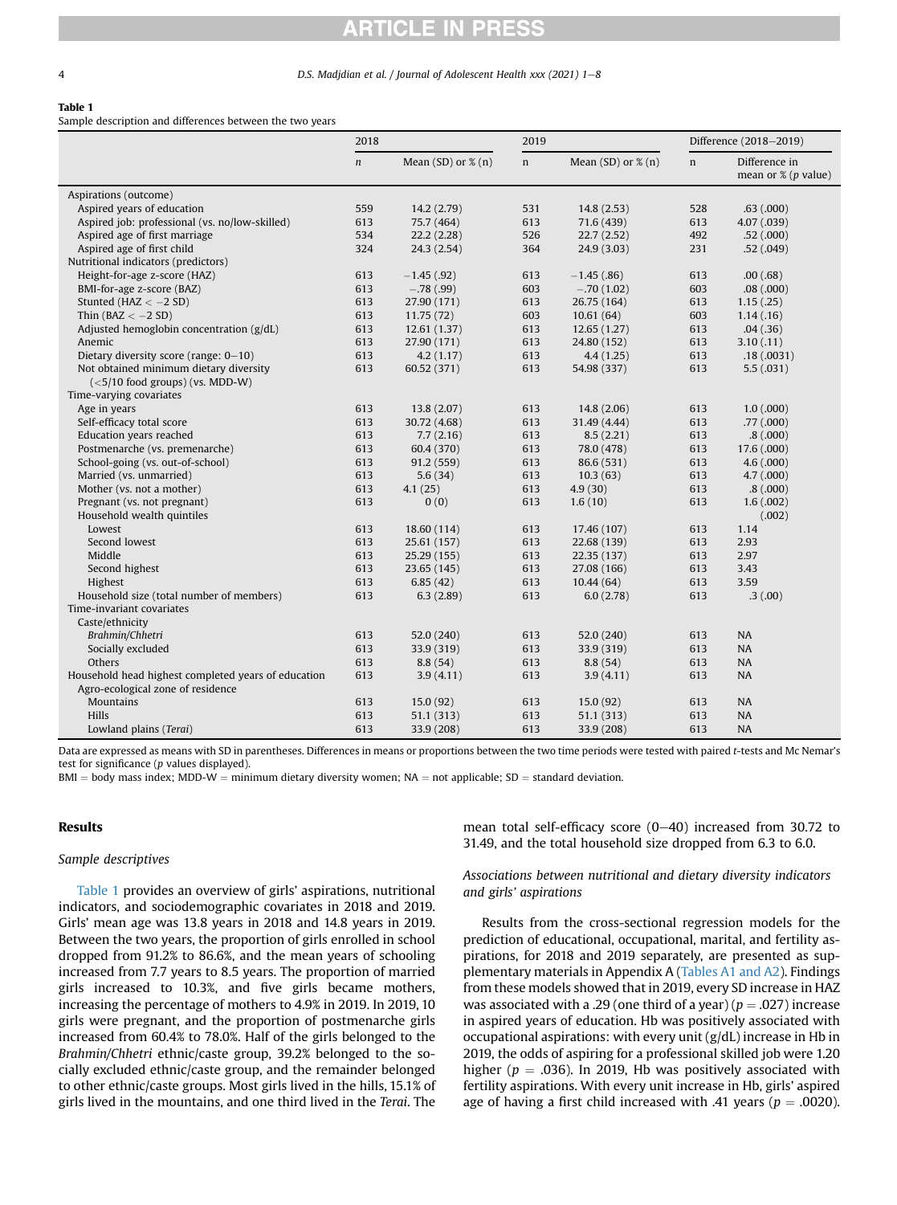**Table 1**

Sample description and differences between the two years

| | 2018 | | 2019 | | Difference (2018–2019) | |
|---|---|---|---|---|---|---|
| | *n* | Mean (SD) or % (n) | n | Mean (SD) or % (n) | n | Difference in mean or % (*p* value) |
| Aspirations (outcome) | | | | | | |
| Aspired years of education | 559 | 14.2 (2.79) | 531 | 14.8 (2.53) | 528 | .63 (.000) |
| Aspired job: professional (vs. no/low-skilled) | 613 | 75.7 (464) | 613 | 71.6 (439) | 613 | 4.07 (.039) |
| Aspired age of first marriage | 534 | 22.2 (2.28) | 526 | 22.7 (2.52) | 492 | .52 (.000) |
| Aspired age of first child | 324 | 24.3 (2.54) | 364 | 24.9 (3.03) | 231 | .52 (.049) |
| Nutritional indicators (predictors) | | | | | | |
| Height-for-age z-score (HAZ) | 613 | −1.45 (.92) | 613 | −1.45 (.86) | 613 | .00 (.68) |
| BMI-for-age z-score (BAZ) | 613 | −.78 (.99) | 603 | −.70 (1.02) | 603 | .08 (.000) |
| Stunted (HAZ < −2 SD) | 613 | 27.90 (171) | 613 | 26.75 (164) | 613 | 1.15 (.25) |
| Thin (BAZ < −2 SD) | 613 | 11.75 (72) | 603 | 10.61 (64) | 603 | 1.14 (.16) |
| Adjusted hemoglobin concentration (g/dL) | 613 | 12.61 (1.37) | 613 | 12.65 (1.27) | 613 | .04 (.36) |
| Anemic | 613 | 27.90 (171) | 613 | 24.80 (152) | 613 | 3.10 (.11) |
| Dietary diversity score (range: 0–10) | 613 | 4.2 (1.17) | 613 | 4.4 (1.25) | 613 | .18 (.0031) |
| Not obtained minimum dietary diversity (<5/10 food groups) (vs. MDD-W) | 613 | 60.52 (371) | 613 | 54.98 (337) | 613 | 5.5 (.031) |
| Time-varying covariates | | | | | | |
| Age in years | 613 | 13.8 (2.07) | 613 | 14.8 (2.06) | 613 | 1.0 (.000) |
| Self-efficacy total score | 613 | 30.72 (4.68) | 613 | 31.49 (4.44) | 613 | .77 (.000) |
| Education years reached | 613 | 7.7 (2.16) | 613 | 8.5 (2.21) | 613 | .8 (.000) |
| Postmenarche (vs. premenarche) | 613 | 60.4 (370) | 613 | 78.0 (478) | 613 | 17.6 (.000) |
| School-going (vs. out-of-school) | 613 | 91.2 (559) | 613 | 86.6 (531) | 613 | 4.6 (.000) |
| Married (vs. unmarried) | 613 | 5.6 (34) | 613 | 10.3 (63) | 613 | 4.7 (.000) |
| Mother (vs. not a mother) | 613 | 4.1 (25) | 613 | 4.9 (30) | 613 | .8 (.000) |
| Pregnant (vs. not pregnant) | 613 | 0 (0) | 613 | 1.6 (10) | 613 | 1.6 (.002) |
| Household wealth quintiles | | | | | | (.002) |
| Lowest | 613 | 18.60 (114) | 613 | 17.46 (107) | 613 | 1.14 |
| Second lowest | 613 | 25.61 (157) | 613 | 22.68 (139) | 613 | 2.93 |
| Middle | 613 | 25.29 (155) | 613 | 22.35 (137) | 613 | 2.97 |
| Second highest | 613 | 23.65 (145) | 613 | 27.08 (166) | 613 | 3.43 |
| Highest | 613 | 6.85 (42) | 613 | 10.44 (64) | 613 | 3.59 |
| Household size (total number of members) | 613 | 6.3 (2.89) | 613 | 6.0 (2.78) | 613 | .3 (.00) |
| Time-invariant covariates | | | | | | |
| Caste/ethnicity | | | | | | |
| *Brahmin/Chhetri* | 613 | 52.0 (240) | 613 | 52.0 (240) | 613 | NA |
| Socially excluded | 613 | 33.9 (319) | 613 | 33.9 (319) | 613 | NA |
| Others | 613 | 8.8 (54) | 613 | 8.8 (54) | 613 | NA |
| Household head highest completed years of education | 613 | 3.9 (4.11) | 613 | 3.9 (4.11) | 613 | NA |
| Agro-ecological zone of residence | | | | | | |
| Mountains | 613 | 15.0 (92) | 613 | 15.0 (92) | 613 | NA |
| Hills | 613 | 51.1 (313) | 613 | 51.1 (313) | 613 | NA |
| Lowland plains (*Terai*) | 613 | 33.9 (208) | 613 | 33.9 (208) | 613 | NA |

Data are expressed as means with SD in parentheses. Differences in means or proportions between the two time periods were tested with paired *t*-tests and Mc Nemar's test for significance (*p* values displayed).

BMI = body mass index; MDD-W = minimum dietary diversity women; NA = not applicable; SD = standard deviation.

## Results

### Sample descriptives

Table 1 provides an overview of girls' aspirations, nutritional indicators, and sociodemographic covariates in 2018 and 2019. Girls' mean age was 13.8 years in 2018 and 14.8 years in 2019. Between the two years, the proportion of girls enrolled in school dropped from 91.2% to 86.6%, and the mean years of schooling increased from 7.7 years to 8.5 years. The proportion of married girls increased to 10.3%, and five girls became mothers, increasing the percentage of mothers to 4.9% in 2019. In 2019, 10 girls were pregnant, and the proportion of postmenarche girls increased from 60.4% to 78.0%. Half of the girls belonged to the *Brahmin/Chhetri* ethnic/caste group, 39.2% belonged to the socially excluded ethnic/caste group, and the remainder belonged to other ethnic/caste groups. Most girls lived in the hills, 15.1% of girls lived in the mountains, and one third lived in the *Terai*. The mean total self-efficacy score (0–40) increased from 30.72 to 31.49, and the total household size dropped from 6.3 to 6.0.

### Associations between nutritional and dietary diversity indicators and girls' aspirations

Results from the cross-sectional regression models for the prediction of educational, occupational, marital, and fertility aspirations, for 2018 and 2019 separately, are presented as supplementary materials in Appendix A (Tables A1 and A2). Findings from these models showed that in 2019, every SD increase in HAZ was associated with a .29 (one third of a year) ($p = .027$) increase in aspired years of education. Hb was positively associated with occupational aspirations: with every unit (g/dL) increase in Hb in 2019, the odds of aspiring for a professional skilled job were 1.20 higher ($p = .036$). In 2019, Hb was positively associated with fertility aspirations. With every unit increase in Hb, girls' aspired age of having a first child increased with .41 years ($p = .0020$).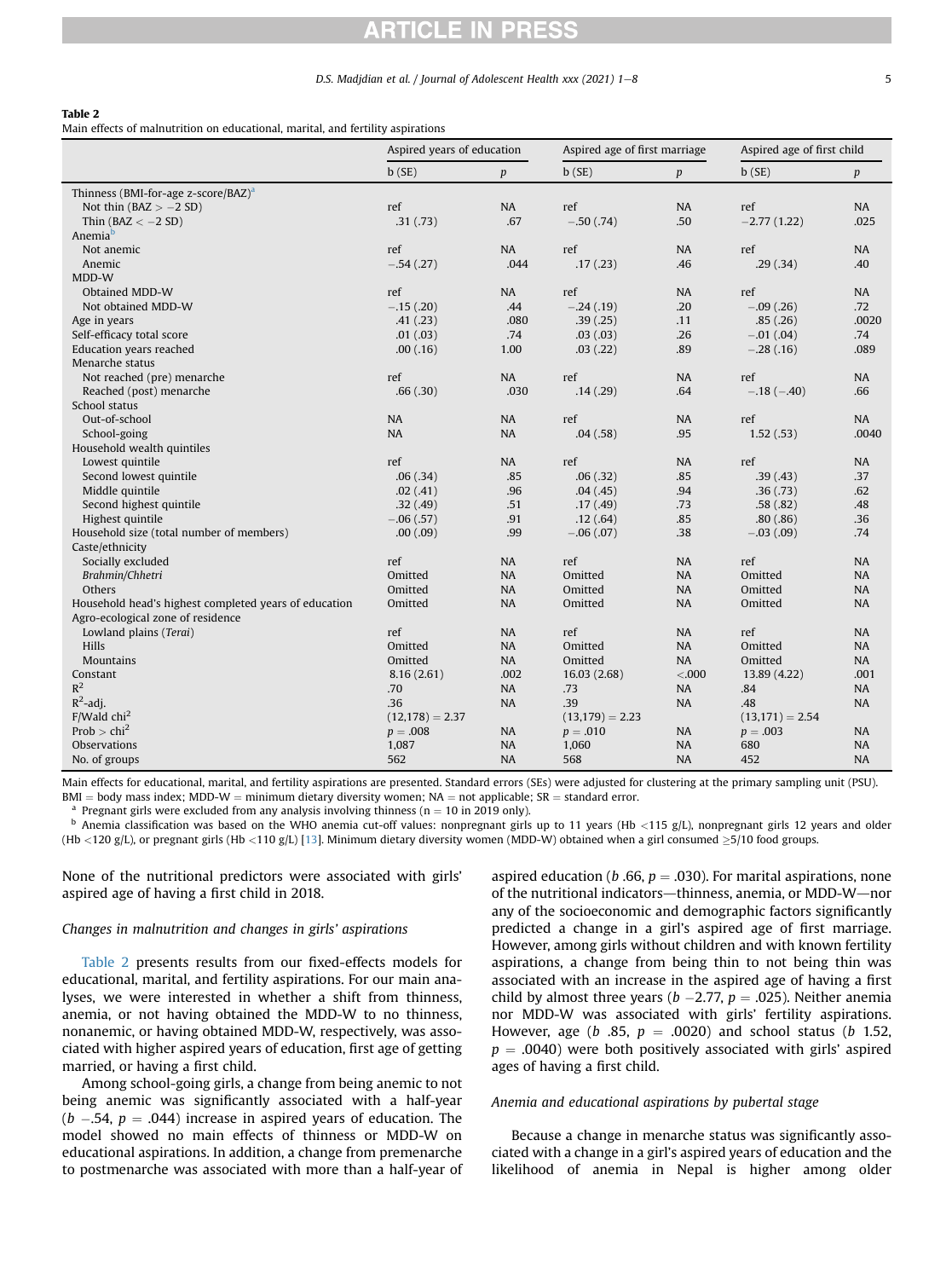**Table 2**

Main effects of malnutrition on educational, marital, and fertility aspirations

| | Aspired years of education | | Aspired age of first marriage | | Aspired age of first child | |
|---|---|---|---|---|---|---|
| | b (SE) | *p* | b (SE) | *p* | b (SE) | *p* |
| Thinness (BMI-for-age z-score/BAZ)[a] | | | | | | |
| Not thin (BAZ > −2 SD) | ref | NA | ref | NA | ref | NA |
| Thin (BAZ < −2 SD) | .31 (.73) | .67 | −.50 (.74) | .50 | −2.77 (1.22) | .025 |
| Anemia[b] | | | | | | |
| Not anemic | ref | NA | ref | NA | ref | NA |
| Anemic | −.54 (.27) | .044 | .17 (.23) | .46 | .29 (.34) | .40 |
| MDD-W | | | | | | |
| Obtained MDD-W | ref | NA | ref | NA | ref | NA |
| Not obtained MDD-W | −.15 (.20) | .44 | −.24 (.19) | .20 | −.09 (.26) | .72 |
| Age in years | .41 (.23) | .080 | .39 (.25) | .11 | .85 (.26) | .0020 |
| Self-efficacy total score | .01 (.03) | .74 | .03 (.03) | .26 | −.01 (.04) | .74 |
| Education years reached | .00 (.16) | 1.00 | .03 (.22) | .89 | −.28 (.16) | .089 |
| Menarche status | | | | | | |
| Not reached (pre) menarche | ref | NA | ref | NA | ref | NA |
| Reached (post) menarche | .66 (.30) | .030 | .14 (.29) | .64 | −.18 (−.40) | .66 |
| School status | | | | | | |
| Out-of-school | NA | NA | ref | NA | ref | NA |
| School-going | NA | NA | .04 (.58) | .95 | 1.52 (.53) | .0040 |
| Household wealth quintiles | | | | | | |
| Lowest quintile | ref | NA | ref | NA | ref | NA |
| Second lowest quintile | .06 (.34) | .85 | .06 (.32) | .85 | .39 (.43) | .37 |
| Middle quintile | .02 (.41) | .96 | .04 (.45) | .94 | .36 (.73) | .62 |
| Second highest quintile | .32 (.49) | .51 | .17 (.49) | .73 | .58 (.82) | .48 |
| Highest quintile | −.06 (.57) | .91 | .12 (.64) | .85 | .80 (.86) | .36 |
| Household size (total number of members) | .00 (.09) | .99 | −.06 (.07) | .38 | −.03 (.09) | .74 |
| Caste/ethnicity | | | | | | |
| Socially excluded | ref | NA | ref | NA | ref | NA |
| *Brahmin/Chhetri* | Omitted | NA | Omitted | NA | Omitted | NA |
| Others | Omitted | NA | Omitted | NA | Omitted | NA |
| Household head's highest completed years of education | Omitted | NA | Omitted | NA | Omitted | NA |
| Agro-ecological zone of residence | | | | | | |
| Lowland plains (*Terai*) | ref | NA | ref | NA | ref | NA |
| Hills | Omitted | NA | Omitted | NA | Omitted | NA |
| Mountains | Omitted | NA | Omitted | NA | Omitted | NA |
| Constant | 8.16 (2.61) | .002 | 16.03 (2.68) | <.000 | 13.89 (4.22) | .001 |
| $R^2$ | .70 | NA | .73 | NA | .84 | NA |
| $R^2$-adj. | .36 | NA | .39 | NA | .48 | NA |
| F/Wald chi[2] | (12,178) = 2.37 | | (13,179) = 2.23 | | (13,171) = 2.54 | |
| Prob > chi[2] | *p* = .008 | NA | *p* = .010 | NA | *p* = .003 | NA |
| Observations | 1,087 | NA | 1,060 | NA | 680 | NA |
| No. of groups | 562 | NA | 568 | NA | 452 | NA |

Main effects for educational, marital, and fertility aspirations are presented. Standard errors (SEs) were adjusted for clustering at the primary sampling unit (PSU). BMI = body mass index; MDD-W = minimum dietary diversity women; NA = not applicable; SR = standard error.

[a] Pregnant girls were excluded from any analysis involving thinness (n = 10 in 2019 only).

[b] Anemia classification was based on the WHO anemia cut-off values: nonpregnant girls up to 11 years (Hb <115 g/L), nonpregnant girls 12 years and older (Hb <120 g/L), or pregnant girls (Hb <110 g/L) [13]. Minimum dietary diversity women (MDD-W) obtained when a girl consumed ≥5/10 food groups.

None of the nutritional predictors were associated with girls' aspired age of having a first child in 2018.

### Changes in malnutrition and changes in girls' aspirations

Table 2 presents results from our fixed-effects models for educational, marital, and fertility aspirations. For our main analyses, we were interested in whether a shift from thinness, anemia, or not having obtained the MDD-W to no thinness, nonanemic, or having obtained MDD-W, respectively, was associated with higher aspired years of education, first age of getting married, or having a first child.

Among school-going girls, a change from being anemic to not being anemic was significantly associated with a half-year ($b$ −.54, $p$ = .044) increase in aspired years of education. The model showed no main effects of thinness or MDD-W on educational aspirations. In addition, a change from premenarche to postmenarche was associated with more than a half-year of aspired education ($b$ .66, $p$ = .030). For marital aspirations, none of the nutritional indicators—thinness, anemia, or MDD-W—nor any of the socioeconomic and demographic factors significantly predicted a change in a girl's aspired age of first marriage. However, among girls without children and with known fertility aspirations, a change from being thin to not being thin was associated with an increase in the aspired age of having a first child by almost three years ($b$ −2.77, $p$ = .025). Neither anemia nor MDD-W was associated with girls' fertility aspirations. However, age ($b$ .85, $p$ = .0020) and school status ($b$ 1.52, $p$ = .0040) were both positively associated with girls' aspired ages of having a first child.

### Anemia and educational aspirations by pubertal stage

Because a change in menarche status was significantly associated with a change in a girl's aspired years of education and the likelihood of anemia in Nepal is higher among older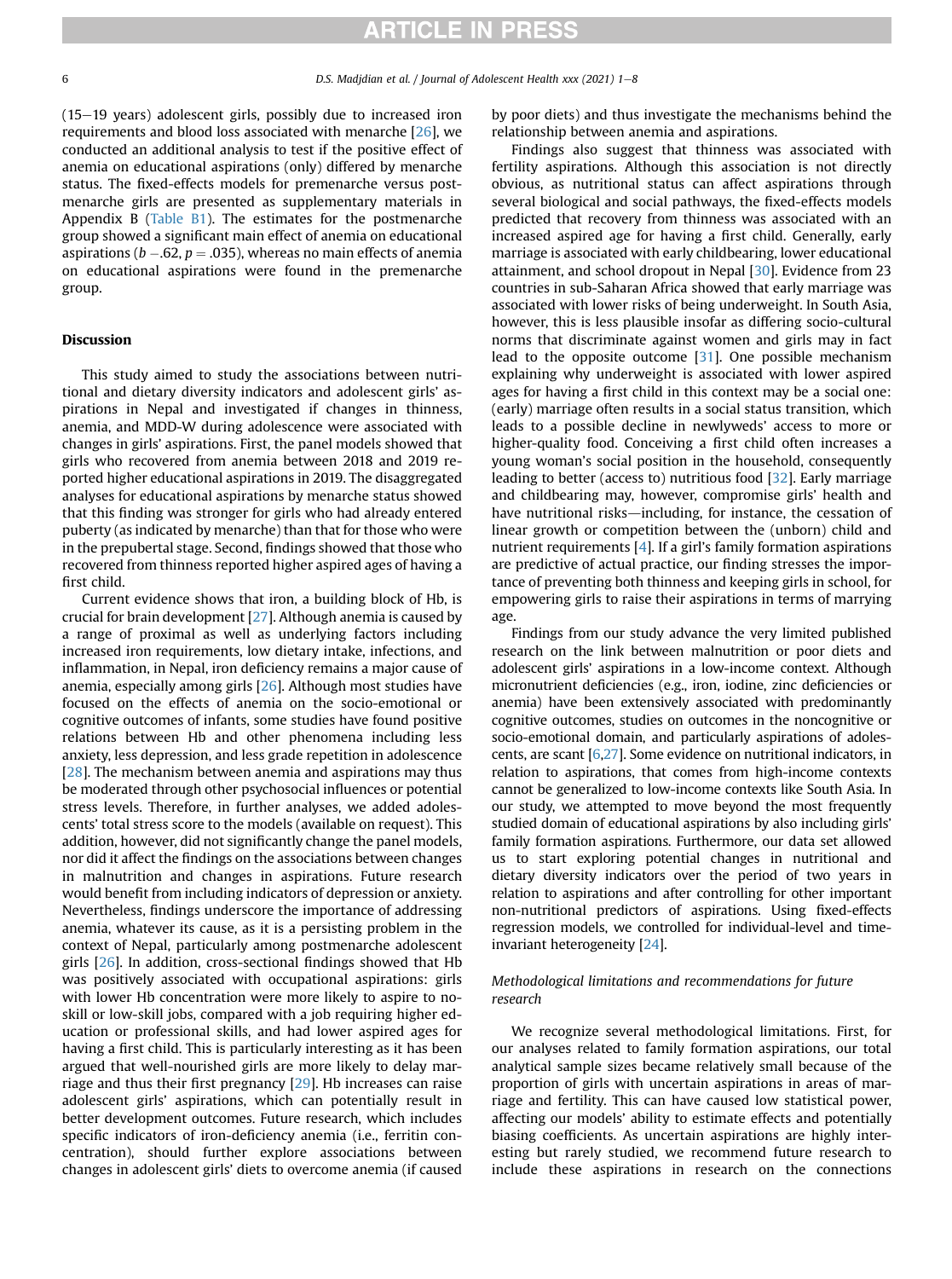(15–19 years) adolescent girls, possibly due to increased iron requirements and blood loss associated with menarche [26], we conducted an additional analysis to test if the positive effect of anemia on educational aspirations (only) differed by menarche status. The fixed-effects models for premenarche versus postmenarche girls are presented as supplementary materials in Appendix B (Table B1). The estimates for the postmenarche group showed a significant main effect of anemia on educational aspirations ($b$ −.62, $p = .035$), whereas no main effects of anemia on educational aspirations were found in the premenarche group.

## Discussion

This study aimed to study the associations between nutritional and dietary diversity indicators and adolescent girls' aspirations in Nepal and investigated if changes in thinness, anemia, and MDD-W during adolescence were associated with changes in girls' aspirations. First, the panel models showed that girls who recovered from anemia between 2018 and 2019 reported higher educational aspirations in 2019. The disaggregated analyses for educational aspirations by menarche status showed that this finding was stronger for girls who had already entered puberty (as indicated by menarche) than that for those who were in the prepubertal stage. Second, findings showed that those who recovered from thinness reported higher aspired ages of having a first child.

Current evidence shows that iron, a building block of Hb, is crucial for brain development [27]. Although anemia is caused by a range of proximal as well as underlying factors including increased iron requirements, low dietary intake, infections, and inflammation, in Nepal, iron deficiency remains a major cause of anemia, especially among girls [26]. Although most studies have focused on the effects of anemia on the socio-emotional or cognitive outcomes of infants, some studies have found positive relations between Hb and other phenomena including less anxiety, less depression, and less grade repetition in adolescence [28]. The mechanism between anemia and aspirations may thus be moderated through other psychosocial influences or potential stress levels. Therefore, in further analyses, we added adolescents' total stress score to the models (available on request). This addition, however, did not significantly change the panel models, nor did it affect the findings on the associations between changes in malnutrition and changes in aspirations. Future research would benefit from including indicators of depression or anxiety. Nevertheless, findings underscore the importance of addressing anemia, whatever its cause, as it is a persisting problem in the context of Nepal, particularly among postmenarche adolescent girls [26]. In addition, cross-sectional findings showed that Hb was positively associated with occupational aspirations: girls with lower Hb concentration were more likely to aspire to no-skill or low-skill jobs, compared with a job requiring higher education or professional skills, and had lower aspired ages for having a first child. This is particularly interesting as it has been argued that well-nourished girls are more likely to delay marriage and thus their first pregnancy [29]. Hb increases can raise adolescent girls' aspirations, which can potentially result in better development outcomes. Future research, which includes specific indicators of iron-deficiency anemia (i.e., ferritin concentration), should further explore associations between changes in adolescent girls' diets to overcome anemia (if caused by poor diets) and thus investigate the mechanisms behind the relationship between anemia and aspirations.

Findings also suggest that thinness was associated with fertility aspirations. Although this association is not directly obvious, as nutritional status can affect aspirations through several biological and social pathways, the fixed-effects models predicted that recovery from thinness was associated with an increased aspired age for having a first child. Generally, early marriage is associated with early childbearing, lower educational attainment, and school dropout in Nepal [30]. Evidence from 23 countries in sub-Saharan Africa showed that early marriage was associated with lower risks of being underweight. In South Asia, however, this is less plausible insofar as differing socio-cultural norms that discriminate against women and girls may in fact lead to the opposite outcome [31]. One possible mechanism explaining why underweight is associated with lower aspired ages for having a first child in this context may be a social one: (early) marriage often results in a social status transition, which leads to a possible decline in newlyweds' access to more or higher-quality food. Conceiving a first child often increases a young woman's social position in the household, consequently leading to better (access to) nutritious food [32]. Early marriage and childbearing may, however, compromise girls' health and have nutritional risks—including, for instance, the cessation of linear growth or competition between the (unborn) child and nutrient requirements [4]. If a girl's family formation aspirations are predictive of actual practice, our finding stresses the importance of preventing both thinness and keeping girls in school, for empowering girls to raise their aspirations in terms of marrying age.

Findings from our study advance the very limited published research on the link between malnutrition or poor diets and adolescent girls' aspirations in a low-income context. Although micronutrient deficiencies (e.g., iron, iodine, zinc deficiencies or anemia) have been extensively associated with predominantly cognitive outcomes, studies on outcomes in the noncognitive or socio-emotional domain, and particularly aspirations of adolescents, are scant [6,27]. Some evidence on nutritional indicators, in relation to aspirations, that comes from high-income contexts cannot be generalized to low-income contexts like South Asia. In our study, we attempted to move beyond the most frequently studied domain of educational aspirations by also including girls' family formation aspirations. Furthermore, our data set allowed us to start exploring potential changes in nutritional and dietary diversity indicators over the period of two years in relation to aspirations and after controlling for other important non-nutritional predictors of aspirations. Using fixed-effects regression models, we controlled for individual-level and time-invariant heterogeneity [24].

### *Methodological limitations and recommendations for future research*

We recognize several methodological limitations. First, for our analyses related to family formation aspirations, our total analytical sample sizes became relatively small because of the proportion of girls with uncertain aspirations in areas of marriage and fertility. This can have caused low statistical power, affecting our models' ability to estimate effects and potentially biasing coefficients. As uncertain aspirations are highly interesting but rarely studied, we recommend future research to include these aspirations in research on the connections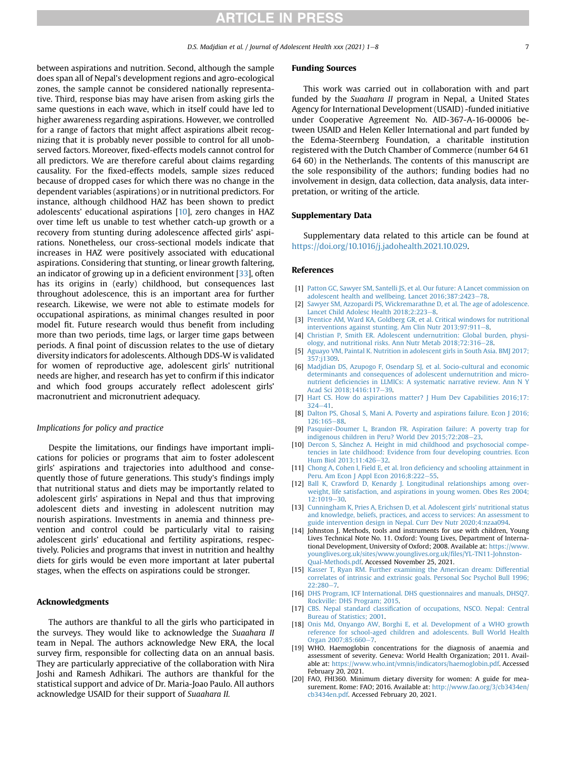between aspirations and nutrition. Second, although the sample does span all of Nepal's development regions and agro-ecological zones, the sample cannot be considered nationally representative. Third, response bias may have arisen from asking girls the same questions in each wave, which in itself could have led to higher awareness regarding aspirations. However, we controlled for a range of factors that might affect aspirations albeit recognizing that it is probably never possible to control for all unobserved factors. Moreover, fixed-effects models cannot control for all predictors. We are therefore careful about claims regarding causality. For the fixed-effects models, sample sizes reduced because of dropped cases for which there was no change in the dependent variables (aspirations) or in nutritional predictors. For instance, although childhood HAZ has been shown to predict adolescents' educational aspirations [10], zero changes in HAZ over time left us unable to test whether catch-up growth or a recovery from stunting during adolescence affected girls' aspirations. Nonetheless, our cross-sectional models indicate that increases in HAZ were positively associated with educational aspirations. Considering that stunting, or linear growth faltering, an indicator of growing up in a deficient environment [33], often has its origins in (early) childhood, but consequences last throughout adolescence, this is an important area for further research. Likewise, we were not able to estimate models for occupational aspirations, as minimal changes resulted in poor model fit. Future research would thus benefit from including more than two periods, time lags, or larger time gaps between periods. A final point of discussion relates to the use of dietary diversity indicators for adolescents. Although DDS-W is validated for women of reproductive age, adolescent girls' nutritional needs are higher, and research has yet to confirm if this indicator and which food groups accurately reflect adolescent girls' macronutrient and micronutrient adequacy.

### Implications for policy and practice

Despite the limitations, our findings have important implications for policies or programs that aim to foster adolescent girls' aspirations and trajectories into adulthood and consequently those of future generations. This study's findings imply that nutritional status and diets may be importantly related to adolescent girls' aspirations in Nepal and thus that improving adolescent diets and investing in adolescent nutrition may nourish aspirations. Investments in anemia and thinness prevention and control could be particularly vital to raising adolescent girls' educational and fertility aspirations, respectively. Policies and programs that invest in nutrition and healthy diets for girls would be even more important at later pubertal stages, when the effects on aspirations could be stronger.

## Acknowledgments

The authors are thankful to all the girls who participated in the surveys. They would like to acknowledge the *Suaahara II* team in Nepal. The authors acknowledge New ERA, the local survey firm, responsible for collecting data on an annual basis. They are particularly appreciative of the collaboration with Nira Joshi and Ramesh Adhikari. The authors are thankful for the statistical support and advice of Dr. Maria-Joao Paulo. All authors acknowledge USAID for their support of *Suaahara II*.

## Funding Sources

This work was carried out in collaboration with and part funded by the *Suaahara II* program in Nepal, a United States Agency for International Development (USAID) -funded initiative under Cooperative Agreement No. AID-367-A-16-00006 between USAID and Helen Keller International and part funded by the Edema-Steernberg Foundation, a charitable institution registered with the Dutch Chamber of Commerce (number 64 61 64 60) in the Netherlands. The contents of this manuscript are the sole responsibility of the authors; funding bodies had no involvement in design, data collection, data analysis, data interpretation, or writing of the article.

## Supplementary Data

Supplementary data related to this article can be found at https://doi.org/10.1016/j.jadohealth.2021.10.029.

## References

[1] Patton GC, Sawyer SM, Santelli JS, et al. Our future: A Lancet commission on adolescent health and wellbeing. Lancet 2016;387:2423–78.
[2] Sawyer SM, Azzopardi PS, Wickremarathne D, et al. The age of adolescence. Lancet Child Adolesc Health 2018;2:223–8.
[3] Prentice AM, Ward KA, Goldberg GR, et al. Critical windows for nutritional interventions against stunting. Am Clin Nutr 2013;97:911–8.
[4] Christian P, Smith ER. Adolescent undernutrition: Global burden, physiology, and nutritional risks. Ann Nutr Metab 2018;72:316–28.
[5] Aguayo VM, Paintal K. Nutrition in adolescent girls in South Asia. BMJ 2017;357:j1309.
[6] Madjdian DS, Azupogo F, Osendarp SJ, et al. Socio-cultural and economic determinants and consequences of adolescent undernutrition and micronutrient deficiencies in LLMICs: A systematic narrative review. Ann N Y Acad Sci 2018;1416:117–39.
[7] Hart CS. How do aspirations matter? J Hum Dev Capabilities 2016;17:324–41.
[8] Dalton PS, Ghosal S, Mani A. Poverty and aspirations failure. Econ J 2016;126:165–88.
[9] Pasquier-Doumer L, Brandon FR. Aspiration failure: A poverty trap for indigenous children in Peru? World Dev 2015;72:208–23.
[10] Dercon S, Sánchez A. Height in mid childhood and psychosocial competencies in late childhood: Evidence from four developing countries. Econ Hum Biol 2013;11:426–32.
[11] Chong A, Cohen I, Field E, et al. Iron deficiency and schooling attainment in Peru. Am Econ J Appl Econ 2016;8:222–55.
[12] Ball K, Crawford D, Kenardy J. Longitudinal relationships among overweight, life satisfaction, and aspirations in young women. Obes Res 2004;12:1019–30.
[13] Cunningham K, Pries A, Erichsen D, et al. Adolescent girls' nutritional status and knowledge, beliefs, practices, and access to services: An assessment to guide intervention design in Nepal. Curr Dev Nutr 2020;4:nzaa094.
[14] Johnston J. Methods, tools and instruments for use with children, Young Lives Technical Note No. 11. Oxford: Young Lives, Department of International Development, University of Oxford; 2008. Available at: https://www.younglives.org.uk/sites/www.younglives.org.uk/files/YL-TN11-Johnston-Qual-Methods.pdf. Accessed November 25, 2021.
[15] Kasser T, Ryan RM. Further examining the American dream: Differential correlates of intrinsic and extrinsic goals. Personal Soc Psychol Bull 1996;22:280–7.
[16] DHS Program, ICF International. DHS questionnaires and manuals, DHSQ7. Rockville: DHS Program; 2015.
[17] CBS. Nepal standard classification of occupations, NSCO. Nepal: Central Bureau of Statistics; 2001.
[18] Onis Md, Onyango AW, Borghi E, et al. Development of a WHO growth reference for school-aged children and adolescents. Bull World Health Organ 2007;85:660–7.
[19] WHO. Haemoglobin concentrations for the diagnosis of anaemia and assessment of severity. Geneva: World Health Organization; 2011. Available at: https://www.who.int/vmnis/indicators/haemoglobin.pdf. Accessed February 20, 2021.
[20] FAO, FHI360. Minimum dietary diversity for women: A guide for measurement. Rome: FAO; 2016. Available at: http://www.fao.org/3/cb3434en/cb3434en.pdf. Accessed February 20, 2021.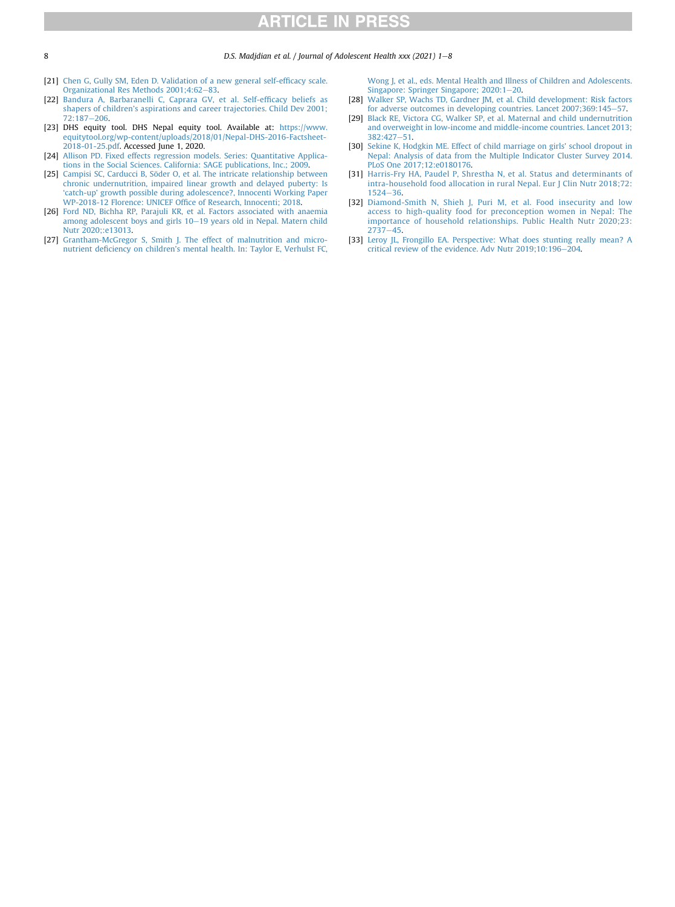[21] Chen G, Gully SM, Eden D. Validation of a new general self-efficacy scale. Organizational Res Methods 2001;4:62–83.

[22] Bandura A, Barbaranelli C, Caprara GV, et al. Self-efficacy beliefs as shapers of children's aspirations and career trajectories. Child Dev 2001; 72:187–206.

[23] DHS equity tool. DHS Nepal equity tool. Available at: https://www.equitytool.org/wp-content/uploads/2018/01/Nepal-DHS-2016-Factsheet-2018-01-25.pdf. Accessed June 1, 2020.

[24] Allison PD. Fixed effects regression models. Series: Quantitative Applications in the Social Sciences. California: SAGE publications, Inc.; 2009.

[25] Campisi SC, Carducci B, Söder O, et al. The intricate relationship between chronic undernutrition, impaired linear growth and delayed puberty: Is 'catch-up' growth possible during adolescence?, Innocenti Working Paper WP-2018-12 Florence: UNICEF Office of Research, Innocenti; 2018.

[26] Ford ND, Bichha RP, Parajuli KR, et al. Factors associated with anaemia among adolescent boys and girls 10–19 years old in Nepal. Matern child Nutr 2020;:e13013.

[27] Grantham-McGregor S, Smith J. The effect of malnutrition and micronutrient deficiency on children's mental health. In: Taylor E, Verhulst FC, Wong J, et al., eds. Mental Health and Illness of Children and Adolescents. Singapore: Springer Singapore; 2020:1–20.

[28] Walker SP, Wachs TD, Gardner JM, et al. Child development: Risk factors for adverse outcomes in developing countries. Lancet 2007;369:145–57.

[29] Black RE, Victora CG, Walker SP, et al. Maternal and child undernutrition and overweight in low-income and middle-income countries. Lancet 2013; 382:427–51.

[30] Sekine K, Hodgkin ME. Effect of child marriage on girls' school dropout in Nepal: Analysis of data from the Multiple Indicator Cluster Survey 2014. PLoS One 2017;12:e0180176.

[31] Harris-Fry HA, Paudel P, Shrestha N, et al. Status and determinants of intra-household food allocation in rural Nepal. Eur J Clin Nutr 2018;72: 1524–36.

[32] Diamond-Smith N, Shieh J, Puri M, et al. Food insecurity and low access to high-quality food for preconception women in Nepal: The importance of household relationships. Public Health Nutr 2020;23: 2737–45.

[33] Leroy JL, Frongillo EA. Perspective: What does stunting really mean? A critical review of the evidence. Adv Nutr 2019;10:196–204.